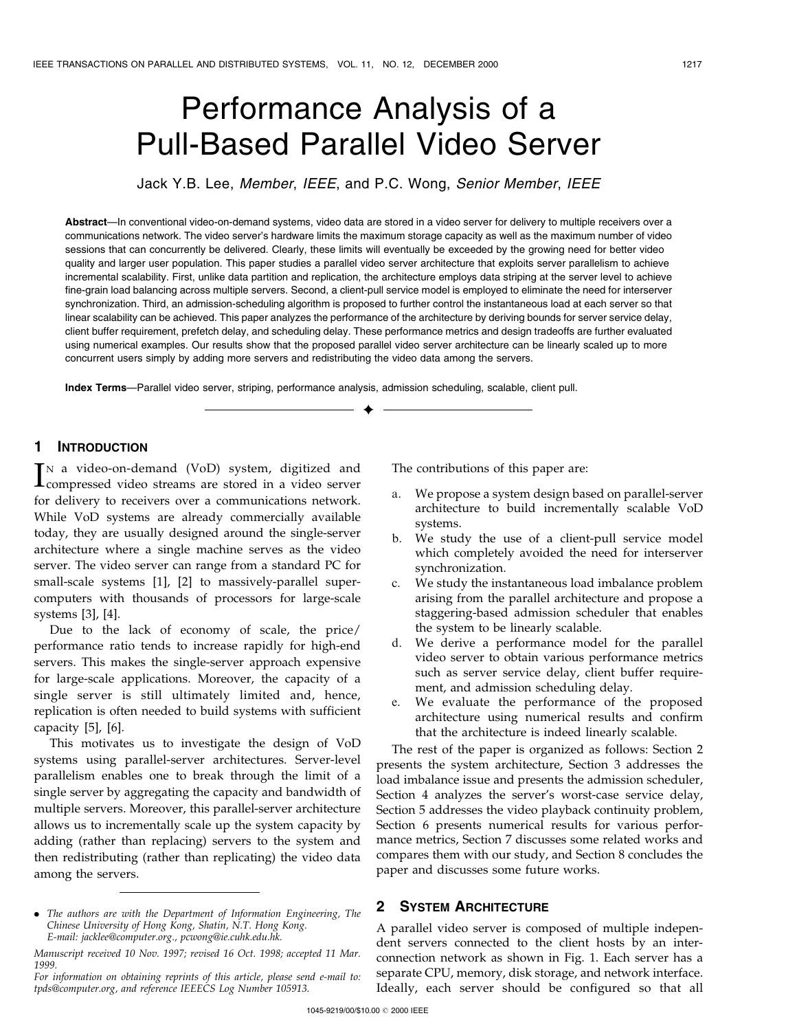# Performance Analysis of a Pull-Based Parallel Video Server

Jack Y.B. Lee, *Member*, *IEEE*, and P.C. Wong, *Senior Member*, *IEEE*

**Abstract**—In conventional video-on-demand systems, video data are stored in a video server for delivery to multiple receivers over a communications network. The video server's hardware limits the maximum storage capacity as well as the maximum number of video sessions that can concurrently be delivered. Clearly, these limits will eventually be exceeded by the growing need for better video quality and larger user population. This paper studies a parallel video server architecture that exploits server parallelism to achieve incremental scalability. First, unlike data partition and replication, the architecture employs data striping at the server level to achieve fine-grain load balancing across multiple servers. Second, a client-pull service model is employed to eliminate the need for interserver synchronization. Third, an admission-scheduling algorithm is proposed to further control the instantaneous load at each server so that linear scalability can be achieved. This paper analyzes the performance of the architecture by deriving bounds for server service delay, client buffer requirement, prefetch delay, and scheduling delay. These performance metrics and design tradeoffs are further evaluated using numerical examples. Our results show that the proposed parallel video server architecture can be linearly scaled up to more concurrent users simply by adding more servers and redistributing the video data among the servers.

**Index Terms**—Parallel video server, striping, performance analysis, admission scheduling, scalable, client pull.

## 1 Introduction

In a video-on-demand (VoD) system, digitized and compressed video streams are stored in a video server for delivery to receivers over a communications network. While VoD systems are already commercially available today, they are usually designed around the single-server architecture where a single machine serves as the video server. The video server can range from a standard PC for small-scale systems [1], [2] to massively-parallel supercomputers with thousands of processors for large-scale systems [3], [4].

Due to the lack of economy of scale, the price/performance ratio tends to increase rapidly for high-end servers. This makes the single-server approach expensive for large-scale applications. Moreover, the capacity of a single server is still ultimately limited and, hence, replication is often needed to build systems with sufficient capacity [5], [6].

This motivates us to investigate the design of VoD systems using parallel-server architectures. Server-level parallelism enables one to break through the limit of a single server by aggregating the capacity and bandwidth of multiple servers. Moreover, this parallel-server architecture allows us to incrementally scale up the system capacity by adding (rather than replacing) servers to the system and then redistributing (rather than replicating) the video data among the servers.

The contributions of this paper are:

a. We propose a system design based on parallel-server architecture to build incrementally scalable VoD systems.
b. We study the use of a client-pull service model which completely avoided the need for interserver synchronization.
c. We study the instantaneous load imbalance problem arising from the parallel architecture and propose a staggering-based admission scheduler that enables the system to be linearly scalable.
d. We derive a performance model for the parallel video server to obtain various performance metrics such as server service delay, client buffer requirement, and admission scheduling delay.
e. We evaluate the performance of the proposed architecture using numerical results and confirm that the architecture is indeed linearly scalable.

The rest of the paper is organized as follows: Section 2 presents the system architecture, Section 3 addresses the load imbalance issue and presents the admission scheduler, Section 4 analyzes the server's worst-case service delay, Section 5 addresses the video playback continuity problem, Section 6 presents numerical results for various performance metrics, Section 7 discusses some related works and compares them with our study, and Section 8 concludes the paper and discusses some future works.

## 2 System Architecture

A parallel video server is composed of multiple independent servers connected to the client hosts by an interconnection network as shown in Fig. 1. Each server has a separate CPU, memory, disk storage, and network interface. Ideally, each server should be configured so that all

- *The authors are with the Department of Information Engineering, The Chinese University of Hong Kong, Shatin, N.T. Hong Kong. E-mail: jacklee@computer.org., pcwong@ie.cuhk.edu.hk.*

*Manuscript received 10 Nov. 1997; revised 16 Oct. 1998; accepted 11 Mar. 1999.*
*For information on obtaining reprints of this article, please send e-mail to: tpds@computer.org, and reference IEEECS Log Number 105913.*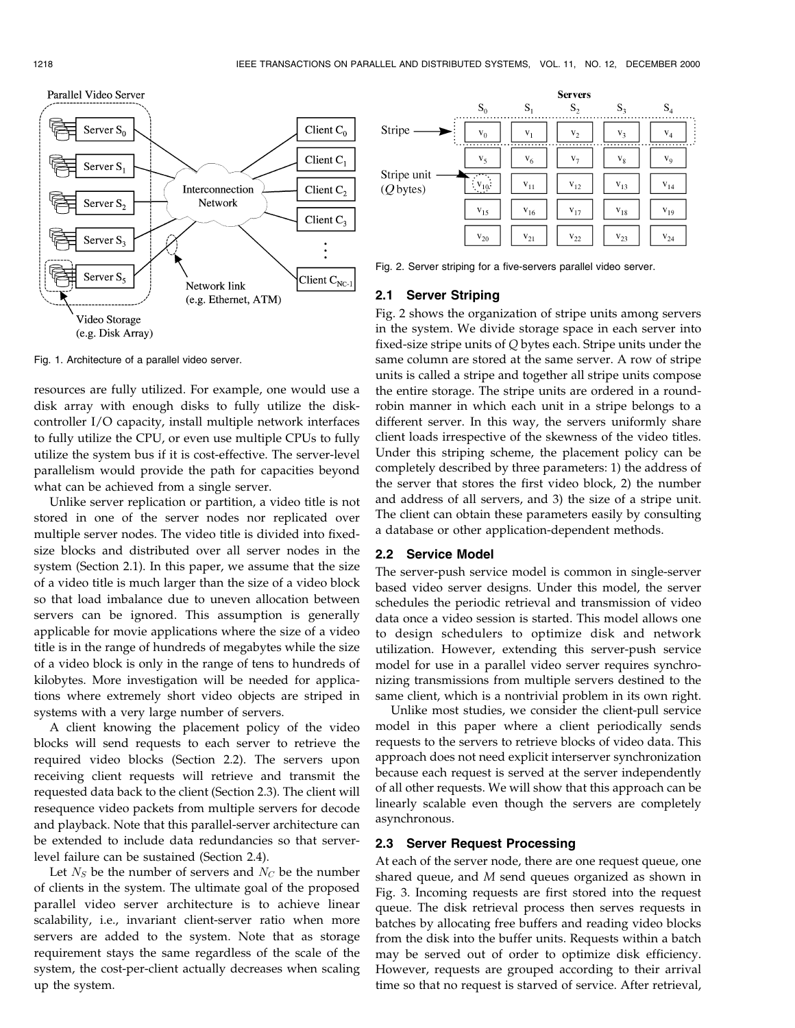Fig. 1. Architecture of a parallel video server.

resources are fully utilized. For example, one would use a disk array with enough disks to fully utilize the disk-controller I/O capacity, install multiple network interfaces to fully utilize the CPU, or even use multiple CPUs to fully utilize the system bus if it is cost-effective. The server-level parallelism would provide the path for capacities beyond what can be achieved from a single server.

Unlike server replication or partition, a video title is not stored in one of the server nodes nor replicated over multiple server nodes. The video title is divided into fixed-size blocks and distributed over all server nodes in the system (Section 2.1). In this paper, we assume that the size of a video title is much larger than the size of a video block so that load imbalance due to uneven allocation between servers can be ignored. This assumption is generally applicable for movie applications where the size of a video title is in the range of hundreds of megabytes while the size of a video block is only in the range of tens to hundreds of kilobytes. More investigation will be needed for applications where extremely short video objects are striped in systems with a very large number of servers.

A client knowing the placement policy of the video blocks will send requests to each server to retrieve the required video blocks (Section 2.2). The servers upon receiving client requests will retrieve and transmit the requested data back to the client (Section 2.3). The client will resequence video packets from multiple servers for decode and playback. Note that this parallel-server architecture can be extended to include data redundancies so that server-level failure can be sustained (Section 2.4).

Let $N_S$ be the number of servers and $N_C$ be the number of clients in the system. The ultimate goal of the proposed parallel video server architecture is to achieve linear scalability, i.e., invariant client-server ratio when more servers are added to the system. Note that as storage requirement stays the same regardless of the scale of the system, the cost-per-client actually decreases when scaling up the system.

Fig. 2. Server striping for a five-servers parallel video server.

## 2.1 Server Striping

Fig. 2 shows the organization of stripe units among servers in the system. We divide storage space in each server into fixed-size stripe units of $Q$ bytes each. Stripe units under the same column are stored at the same server. A row of stripe units is called a stripe and together all stripe units compose the entire storage. The stripe units are ordered in a round-robin manner in which each unit in a stripe belongs to a different server. In this way, the servers uniformly share client loads irrespective of the skewness of the video titles. Under this striping scheme, the placement policy can be completely described by three parameters: 1) the address of the server that stores the first video block, 2) the number and address of all servers, and 3) the size of a stripe unit. The client can obtain these parameters easily by consulting a database or other application-dependent methods.

## 2.2 Service Model

The server-push service model is common in single-server based video server designs. Under this model, the server schedules the periodic retrieval and transmission of video data once a video session is started. This model allows one to design schedulers to optimize disk and network utilization. However, extending this server-push service model for use in a parallel video server requires synchronizing transmissions from multiple servers destined to the same client, which is a nontrivial problem in its own right.

Unlike most studies, we consider the client-pull service model in this paper where a client periodically sends requests to the servers to retrieve blocks of video data. This approach does not need explicit interserver synchronization because each request is served at the server independently of all other requests. We will show that this approach can be linearly scalable even though the servers are completely asynchronous.

## 2.3 Server Request Processing

At each of the server node, there are one request queue, one shared queue, and $M$ send queues organized as shown in Fig. 3. Incoming requests are first stored into the request queue. The disk retrieval process then serves requests in batches by allocating free buffers and reading video blocks from the disk into the buffer units. Requests within a batch may be served out of order to optimize disk efficiency. However, requests are grouped according to their arrival time so that no request is starved of service. After retrieval,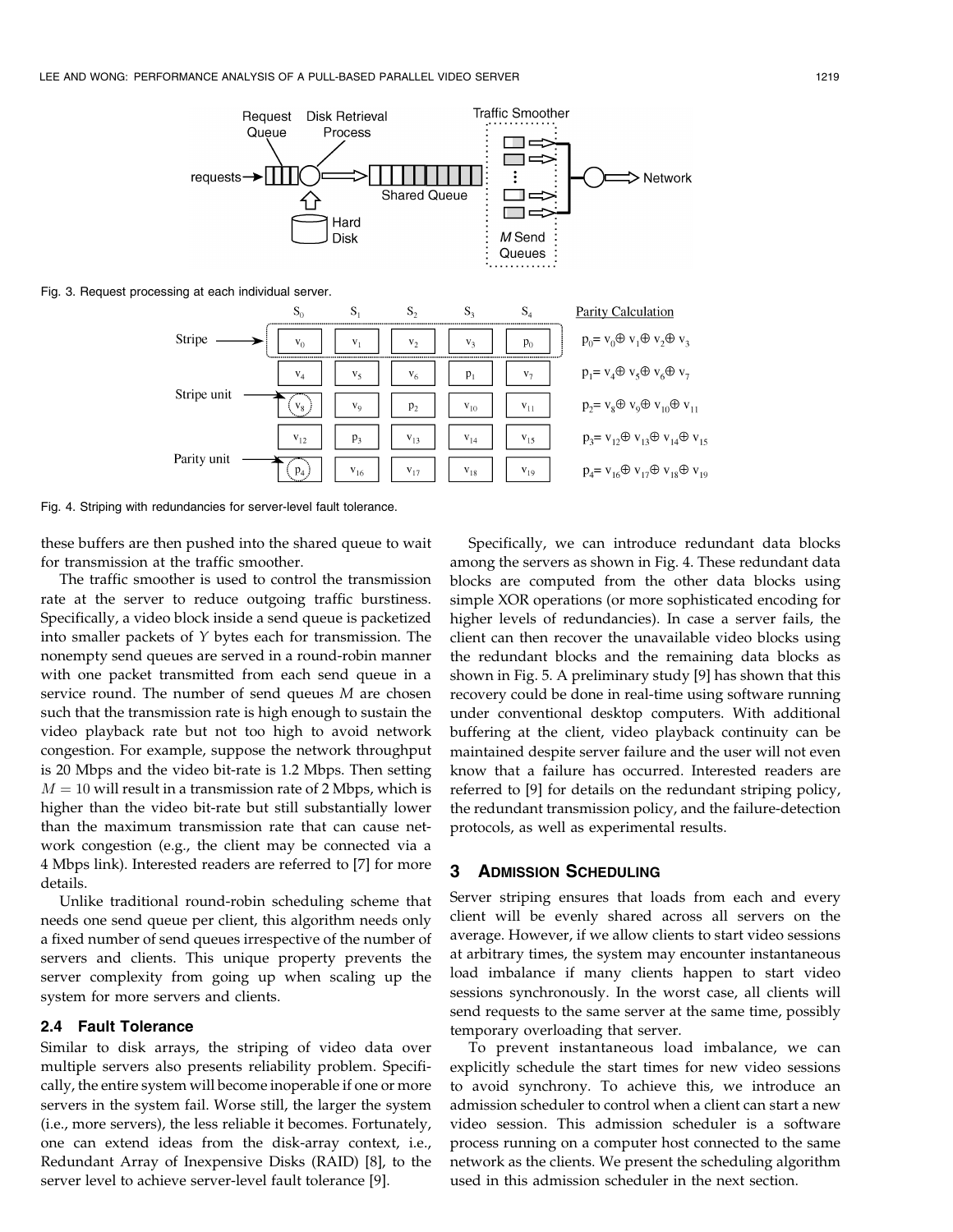Fig. 3. Request processing at each individual server.

Fig. 4. Striping with redundancies for server-level fault tolerance.

these buffers are then pushed into the shared queue to wait for transmission at the traffic smoother.

The traffic smoother is used to control the transmission rate at the server to reduce outgoing traffic burstiness. Specifically, a video block inside a send queue is packetized into smaller packets of $Y$ bytes each for transmission. The nonempty send queues are served in a round-robin manner with one packet transmitted from each send queue in a service round. The number of send queues $M$ are chosen such that the transmission rate is high enough to sustain the video playback rate but not too high to avoid network congestion. For example, suppose the network throughput is 20 Mbps and the video bit-rate is 1.2 Mbps. Then setting $M = 10$ will result in a transmission rate of 2 Mbps, which is higher than the video bit-rate but still substantially lower than the maximum transmission rate that can cause network congestion (e.g., the client may be connected via a 4 Mbps link). Interested readers are referred to [7] for more details.

Unlike traditional round-robin scheduling scheme that needs one send queue per client, this algorithm needs only a fixed number of send queues irrespective of the number of servers and clients. This unique property prevents the server complexity from going up when scaling up the system for more servers and clients.

### 2.4 Fault Tolerance

Similar to disk arrays, the striping of video data over multiple servers also presents reliability problem. Specifically, the entire system will become inoperable if one or more servers in the system fail. Worse still, the larger the system (i.e., more servers), the less reliable it becomes. Fortunately, one can extend ideas from the disk-array context, i.e., Redundant Array of Inexpensive Disks (RAID) [8], to the server level to achieve server-level fault tolerance [9].

Specifically, we can introduce redundant data blocks among the servers as shown in Fig. 4. These redundant data blocks are computed from the other data blocks using simple XOR operations (or more sophisticated encoding for higher levels of redundancies). In case a server fails, the client can then recover the unavailable video blocks using the redundant blocks and the remaining data blocks as shown in Fig. 5. A preliminary study [9] has shown that this recovery could be done in real-time using software running under conventional desktop computers. With additional buffering at the client, video playback continuity can be maintained despite server failure and the user will not even know that a failure has occurred. Interested readers are referred to [9] for details on the redundant striping policy, the redundant transmission policy, and the failure-detection protocols, as well as experimental results.

## 3 Admission Scheduling

Server striping ensures that loads from each and every client will be evenly shared across all servers on the average. However, if we allow clients to start video sessions at arbitrary times, the system may encounter instantaneous load imbalance if many clients happen to start video sessions synchronously. In the worst case, all clients will send requests to the same server at the same time, possibly temporary overloading that server.

To prevent instantaneous load imbalance, we can explicitly schedule the start times for new video sessions to avoid synchrony. To achieve this, we introduce an admission scheduler to control when a client can start a new video session. This admission scheduler is a software process running on a computer host connected to the same network as the clients. We present the scheduling algorithm used in this admission scheduler in the next section.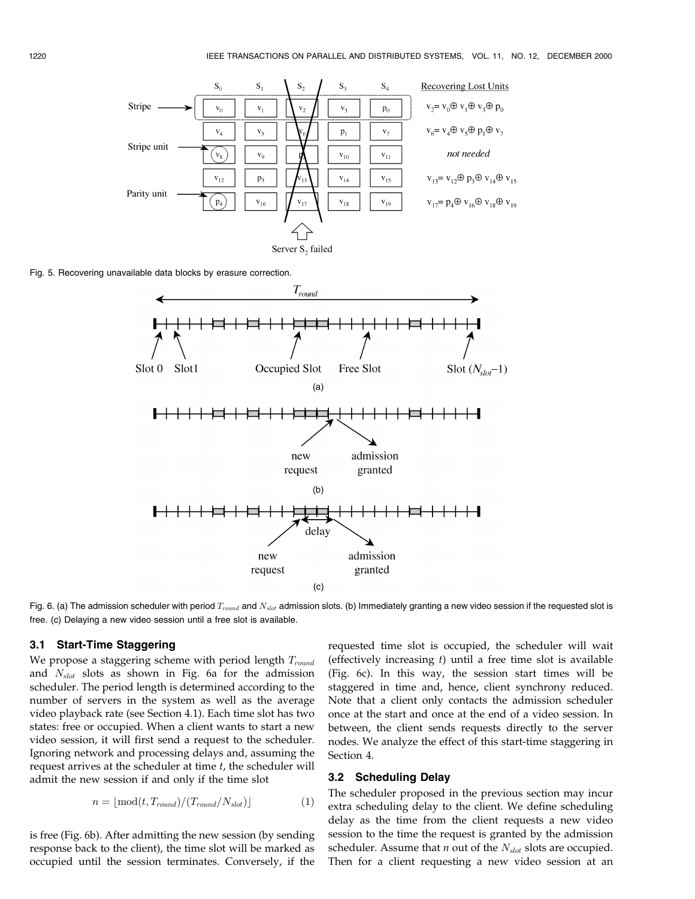Fig. 5. Recovering unavailable data blocks by erasure correction.

Fig. 6. (a) The admission scheduler with period $T_{round}$ and $N_{slot}$ admission slots. (b) Immediately granting a new video session if the requested slot is free. (c) Delaying a new video session until a free slot is available.

### 3.1 Start-Time Staggering

We propose a staggering scheme with period length $T_{round}$ and $N_{slot}$ slots as shown in Fig. 6a for the admission scheduler. The period length is determined according to the number of servers in the system as well as the average video playback rate (see Section 4.1). Each time slot has two states: free or occupied. When a client wants to start a new video session, it will first send a request to the scheduler. Ignoring network and processing delays and, assuming the request arrives at the scheduler at time $t$, the scheduler will admit the new session if and only if the time slot

$$n = \lfloor \mathrm{mod}(t, T_{round})/(T_{round}/N_{slot}) \rfloor \tag{1}$$

is free (Fig. 6b). After admitting the new session (by sending response back to the client), the time slot will be marked as occupied until the session terminates. Conversely, if the requested time slot is occupied, the scheduler will wait (effectively increasing $t$) until a free time slot is available (Fig. 6c). In this way, the session start times will be staggered in time and, hence, client synchrony reduced. Note that a client only contacts the admission scheduler once at the start and once at the end of a video session. In between, the client sends requests directly to the server nodes. We analyze the effect of this start-time staggering in Section 4.

### 3.2 Scheduling Delay

The scheduler proposed in the previous section may incur extra scheduling delay to the client. We define scheduling delay as the time from the client requests a new video session to the time the request is granted by the admission scheduler. Assume that *n* out of the $N_{slot}$ slots are occupied. Then for a client requesting a new video session at an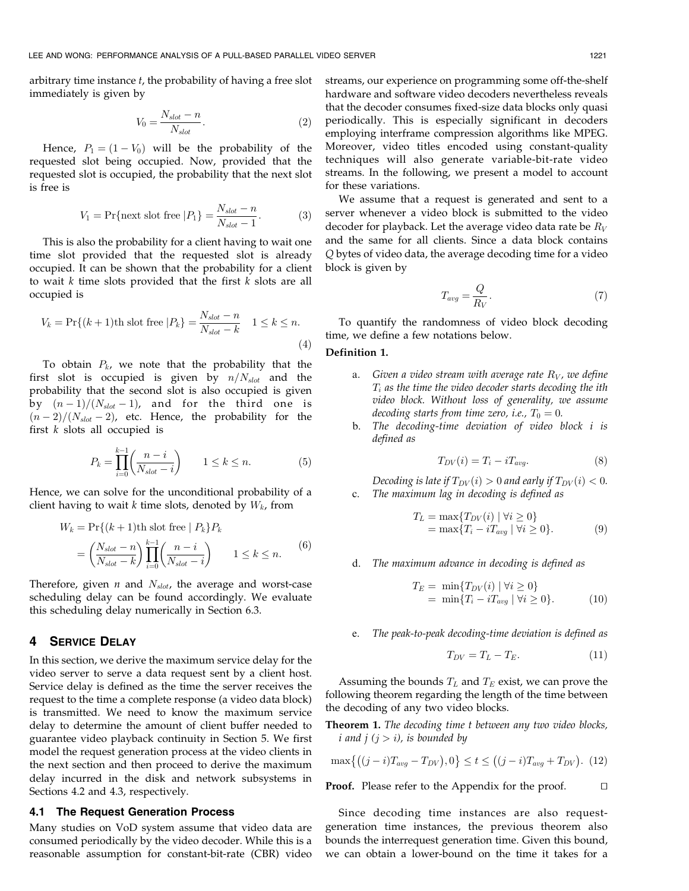arbitrary time instance $t$, the probability of having a free slot immediately is given by

$$V_0 = \frac{N_{slot} - n}{N_{slot}}. \tag{2}$$

Hence, $P_1 = (1 - V_0)$ will be the probability of the requested slot being occupied. Now, provided that the requested slot is occupied, the probability that the next slot is free is

$$V_1 = \Pr\{\text{next slot free } | P_1\} = \frac{N_{slot} - n}{N_{slot} - 1}. \tag{3}$$

This is also the probability for a client having to wait one time slot provided that the requested slot is already occupied. It can be shown that the probability for a client to wait $k$ time slots provided that the first $k$ slots are all occupied is

$$V_k = \Pr\{(k+1)\text{th slot free } | P_k\} = \frac{N_{slot} - n}{N_{slot} - k} \quad 1 \le k \le n. \tag{4}$$

To obtain $P_k$, we note that the probability that the first slot is occupied is given by $n/N_{slot}$ and the probability that the second slot is also occupied is given by $(n-1)/(N_{slot}-1)$, and for the third one is $(n-2)/(N_{slot}-2)$, etc. Hence, the probability for the first $k$ slots all occupied is

$$P_k = \prod_{i=0}^{k-1} \left( \frac{n-i}{N_{slot} - i} \right) \qquad 1 \le k \le n. \tag{5}$$

Hence, we can solve for the unconditional probability of a client having to wait $k$ time slots, denoted by $W_k$, from

$$\begin{aligned} W_k &= \Pr\{(k+1)\text{th slot free } | P_k\} P_k \\ &= \left( \frac{N_{slot} - n}{N_{slot} - k} \right) \prod_{i=0}^{k-1} \left( \frac{n-i}{N_{slot} - i} \right) \qquad 1 \le k \le n. \end{aligned} \tag{6}$$

Therefore, given $n$ and $N_{slot}$, the average and worst-case scheduling delay can be found accordingly. We evaluate this scheduling delay numerically in Section 6.3.

## 4 Service Delay

In this section, we derive the maximum service delay for the video server to serve a data request sent by a client host. Service delay is defined as the time the server receives the request to the time a complete response (a video data block) is transmitted. We need to know the maximum service delay to determine the amount of client buffer needed to guarantee video playback continuity in Section 5. We first model the request generation process at the video clients in the next section and then proceed to derive the maximum delay incurred in the disk and network subsystems in Sections 4.2 and 4.3, respectively.

### 4.1 The Request Generation Process

Many studies on VoD system assume that video data are consumed periodically by the video decoder. While this is a reasonable assumption for constant-bit-rate (CBR) video streams, our experience on programming some off-the-shelf hardware and software video decoders nevertheless reveals that the decoder consumes fixed-size data blocks only quasi periodically. This is especially significant in decoders employing interframe compression algorithms like MPEG. Moreover, video titles encoded using constant-quality techniques will also generate variable-bit-rate video streams. In the following, we present a model to account for these variations.

We assume that a request is generated and sent to a server whenever a video block is submitted to the video decoder for playback. Let the average video data rate be $R_V$ and the same for all clients. Since a data block contains $Q$ bytes of video data, the average decoding time for a video block is given by

$$T_{avg} = \frac{Q}{R_V}. \tag{7}$$

To quantify the randomness of video block decoding time, we define a few notations below.

**Definition 1.**

a. *Given a video stream with average rate $R_V$, we define $T_i$ as the time the video decoder starts decoding the ith video block. Without loss of generality, we assume decoding starts from time zero, i.e., $T_0 = 0$.*

b. *The decoding-time deviation of video block $i$ is defined as*

$$T_{DV}(i) = T_i - iT_{avg}. \tag{8}$$

*Decoding is late if $T_{DV}(i) > 0$ and early if $T_{DV}(i) < 0$.*

c. *The maximum lag in decoding is defined as*

$$\begin{aligned} T_L &= \max\{T_{DV}(i) \mid \forall i \ge 0\} \\ &= \max\{T_i - iT_{avg} \mid \forall i \ge 0\}. \end{aligned} \tag{9}$$

d. *The maximum advance in decoding is defined as*

$$\begin{aligned} T_E &= \min\{T_{DV}(i) \mid \forall i \ge 0\} \\ &= \min\{T_i - iT_{avg} \mid \forall i \ge 0\}. \end{aligned} \tag{10}$$

e. *The peak-to-peak decoding-time deviation is defined as*

$$T_{DV} = T_L - T_E. \tag{11}$$

Assuming the bounds $T_L$ and $T_E$ exist, we can prove the following theorem regarding the length of the time between the decoding of any two video blocks.

**Theorem 1.** *The decoding time $t$ between any two video blocks, $i$ and $j$ $(j > i)$, is bounded by*

$$\max\{((j-i)T_{avg} - T_{DV}), 0\} \le t \le ((j-i)T_{avg} + T_{DV}). \tag{12}$$

**Proof.** Please refer to the Appendix for the proof. □

Since decoding time instances are also request-generation time instances, the previous theorem also bounds the interrequest generation time. Given this bound, we can obtain a lower-bound on the time it takes for a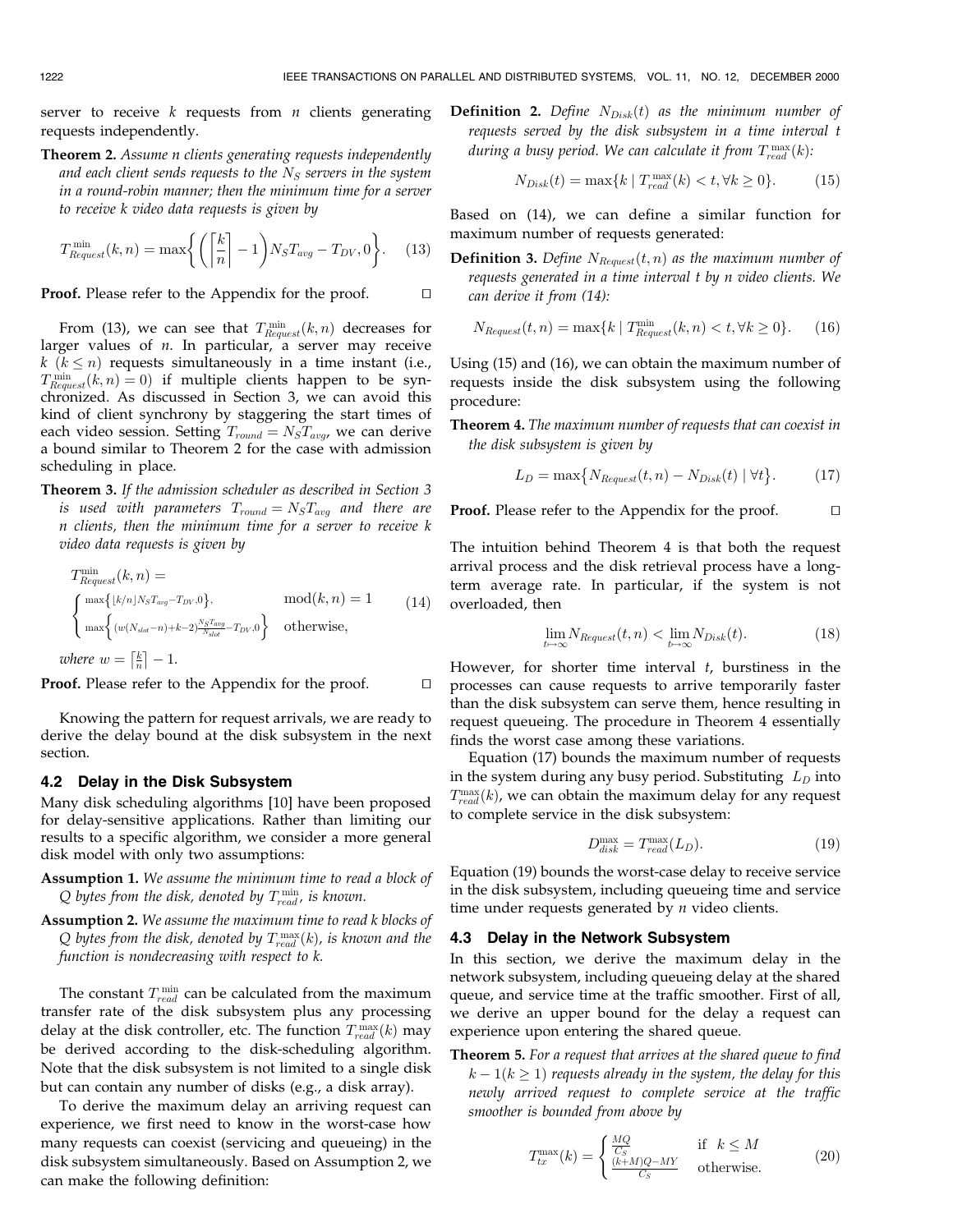server to receive $k$ requests from $n$ clients generating requests independently.

**Theorem 2.** *Assume n clients generating requests independently and each client sends requests to the $N_S$ servers in the system in a round-robin manner; then the minimum time for a server to receive k video data requests is given by*

$$T_{Request}^{\min}(k,n) = \max\left\{ \left( \left\lceil \frac{k}{n} \right\rceil - 1 \right) N_S T_{avg} - T_{DV}, 0 \right\}. \quad (13)$$

**Proof.** Please refer to the Appendix for the proof. □

From (13), we can see that $T_{Request}^{\min}(k,n)$ decreases for larger values of $n$. In particular, a server may receive $k$ $(k \leq n)$ requests simultaneously in a time instant (i.e., $T_{Request}^{\min}(k,n) = 0$) if multiple clients happen to be synchronized. As discussed in Section 3, we can avoid this kind of client synchrony by staggering the start times of each video session. Setting $T_{round} = N_S T_{avg}$, we can derive a bound similar to Theorem 2 for the case with admission scheduling in place.

**Theorem 3.** *If the admission scheduler as described in Section 3 is used with parameters $T_{round} = N_S T_{avg}$ and there are n clients, then the minimum time for a server to receive k video data requests is given by*

$$T_{Request}^{\min}(k,n) = \begin{cases} \max\left\{ \lfloor k/n \rfloor N_S T_{avg} - T_{DV}, 0 \right\}, & \mod(k,n) = 1 \\ \max\left\{ (w(N_{slot}-n)+k-2)\frac{N_S T_{avg}}{N_{slot}} - T_{DV}, 0 \right\} & \text{otherwise,} \end{cases} \quad (14)$$

*where $w = \left\lceil \frac{k}{n} \right\rceil - 1$.*

**Proof.** Please refer to the Appendix for the proof. □

Knowing the pattern for request arrivals, we are ready to derive the delay bound at the disk subsystem in the next section.

### 4.2 Delay in the Disk Subsystem

Many disk scheduling algorithms [10] have been proposed for delay-sensitive applications. Rather than limiting our results to a specific algorithm, we consider a more general disk model with only two assumptions:

**Assumption 1.** *We assume the minimum time to read a block of Q bytes from the disk, denoted by $T_{read}^{\min}$, is known.*

**Assumption 2.** *We assume the maximum time to read k blocks of Q bytes from the disk, denoted by $T_{read}^{\max}(k)$, is known and the function is nondecreasing with respect to k.*

The constant $T_{read}^{\min}$ can be calculated from the maximum transfer rate of the disk subsystem plus any processing delay at the disk controller, etc. The function $T_{read}^{\max}(k)$ may be derived according to the disk-scheduling algorithm. Note that the disk subsystem is not limited to a single disk but can contain any number of disks (e.g., a disk array).

To derive the maximum delay an arriving request can experience, we first need to know in the worst-case how many requests can coexist (servicing and queueing) in the disk subsystem simultaneously. Based on Assumption 2, we can make the following definition:

**Definition 2.** *Define $N_{Disk}(t)$ as the minimum number of requests served by the disk subsystem in a time interval t during a busy period. We can calculate it from $T_{read}^{\max}(k)$:*

$$N_{Disk}(t) = \max\{k \mid T_{read}^{\max}(k) < t, \forall k \geq 0\}. \quad (15)$$

Based on (14), we can define a similar function for maximum number of requests generated:

**Definition 3.** *Define $N_{Request}(t,n)$ as the maximum number of requests generated in a time interval t by n video clients. We can derive it from (14):*

$$N_{Request}(t,n) = \max\{k \mid T_{Request}^{\min}(k,n) < t, \forall k \geq 0\}. \quad (16)$$

Using (15) and (16), we can obtain the maximum number of requests inside the disk subsystem using the following procedure:

**Theorem 4.** *The maximum number of requests that can coexist in the disk subsystem is given by*

$$L_D = \max\{N_{Request}(t,n) - N_{Disk}(t) \mid \forall t\}. \quad (17)$$

**Proof.** Please refer to the Appendix for the proof. □

The intuition behind Theorem 4 is that both the request arrival process and the disk retrieval process have a long-term average rate. In particular, if the system is not overloaded, then

$$\lim_{t \mapsto \infty} N_{Request}(t,n) < \lim_{t \mapsto \infty} N_{Disk}(t). \quad (18)$$

However, for shorter time interval $t$, burstiness in the processes can cause requests to arrive temporarily faster than the disk subsystem can serve them, hence resulting in request queueing. The procedure in Theorem 4 essentially finds the worst case among these variations.

Equation (17) bounds the maximum number of requests in the system during any busy period. Substituting $L_D$ into $T_{read}^{\max}(k)$, we can obtain the maximum delay for any request to complete service in the disk subsystem:

$$D_{disk}^{\max} = T_{read}^{\max}(L_D). \quad (19)$$

Equation (19) bounds the worst-case delay to receive service in the disk subsystem, including queueing time and service time under requests generated by $n$ video clients.

### 4.3 Delay in the Network Subsystem

In this section, we derive the maximum delay in the network subsystem, including queueing delay at the shared queue, and service time at the traffic smoother. First of all, we derive an upper bound for the delay a request can experience upon entering the shared queue.

**Theorem 5.** *For a request that arrives at the shared queue to find $k-1 (k \geq 1)$ requests already in the system, the delay for this newly arrived request to complete service at the traffic smoother is bounded from above by*

$$T_{tx}^{\max}(k) = \begin{cases} \frac{MQ}{C_S} & \text{if } k \leq M \\ \frac{(k+M)Q - MY}{C_S} & \text{otherwise.} \end{cases} \quad (20)$$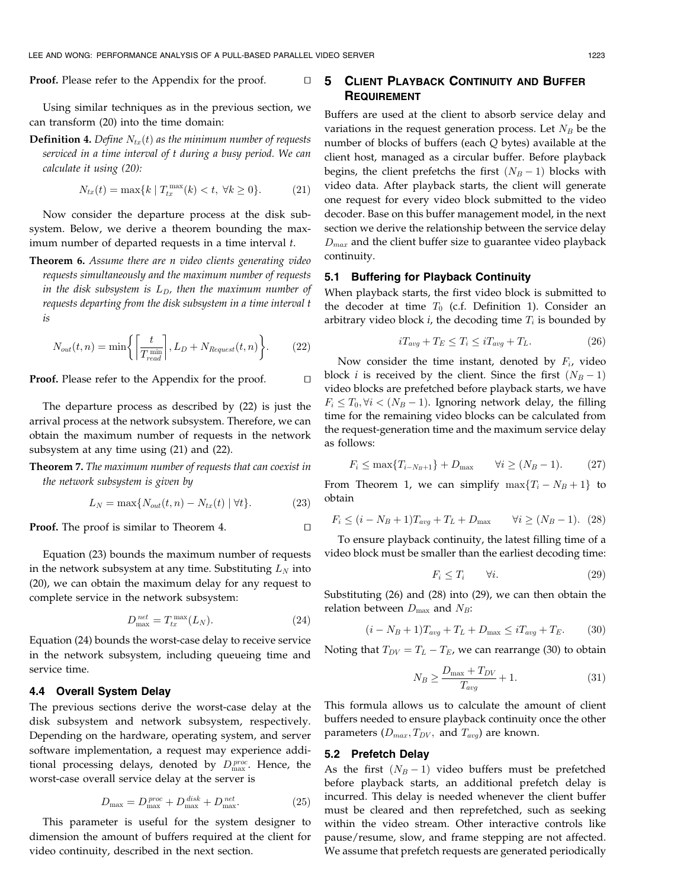**Proof.** Please refer to the Appendix for the proof. □

Using similar techniques as in the previous section, we can transform (20) into the time domain:

**Definition 4.** *Define $N_{tx}(t)$ as the minimum number of requests serviced in a time interval of t during a busy period. We can calculate it using (20):*

$$N_{tx}(t) = \max\{k \mid T_{tx}^{\max}(k) < t, \ \forall k \geq 0\}. \quad (21)$$

Now consider the departure process at the disk subsystem. Below, we derive a theorem bounding the maximum number of departed requests in a time interval $t$.

**Theorem 6.** *Assume there are n video clients generating video requests simultaneously and the maximum number of requests in the disk subsystem is $L_D$, then the maximum number of requests departing from the disk subsystem in a time interval t is*

$$N_{out}(t, n) = \min\left\{ \left\lceil \frac{t}{T_{read}^{\min}} \right\rceil, L_D + N_{Request}(t, n) \right\}. \quad (22)$$

**Proof.** Please refer to the Appendix for the proof. □

The departure process as described by (22) is just the arrival process at the network subsystem. Therefore, we can obtain the maximum number of requests in the network subsystem at any time using (21) and (22).

**Theorem 7.** *The maximum number of requests that can coexist in the network subsystem is given by*

$$L_N = \max\{N_{out}(t, n) - N_{tx}(t) \mid \forall t\}. \quad (23)$$

**Proof.** The proof is similar to Theorem 4. □

Equation (23) bounds the maximum number of requests in the network subsystem at any time. Substituting $L_N$ into (20), we can obtain the maximum delay for any request to complete service in the network subsystem:

$$D_{\max}^{net} = T_{tx}^{\max}(L_N). \quad (24)$$

Equation (24) bounds the worst-case delay to receive service in the network subsystem, including queueing time and service time.

### 4.4 Overall System Delay

The previous sections derive the worst-case delay at the disk subsystem and network subsystem, respectively. Depending on the hardware, operating system, and server software implementation, a request may experience additional processing delays, denoted by $D_{\max}^{proc}$. Hence, the worst-case overall service delay at the server is

$$D_{\max} = D_{\max}^{proc} + D_{\max}^{disk} + D_{\max}^{net}. \quad (25)$$

This parameter is useful for the system designer to dimension the amount of buffers required at the client for video continuity, described in the next section.

## 5 Client Playback Continuity and Buffer Requirement

Buffers are used at the client to absorb service delay and variations in the request generation process. Let $N_B$ be the number of blocks of buffers (each $Q$ bytes) available at the client host, managed as a circular buffer. Before playback begins, the client prefetchs the first $(N_B - 1)$ blocks with video data. After playback starts, the client will generate one request for every video block submitted to the video decoder. Base on this buffer management model, in the next section we derive the relationship between the service delay $D_{max}$ and the client buffer size to guarantee video playback continuity.

### 5.1 Buffering for Playback Continuity

When playback starts, the first video block is submitted to the decoder at time $T_0$ (c.f. Definition 1). Consider an arbitrary video block $i$, the decoding time $T_i$ is bounded by

$$iT_{avg} + T_E \leq T_i \leq iT_{avg} + T_L. \quad (26)$$

Now consider the time instant, denoted by $F_i$, video block $i$ is received by the client. Since the first $(N_B - 1)$ video blocks are prefetched before playback starts, we have $F_i \leq T_0, \forall i < (N_B - 1)$. Ignoring network delay, the filling time for the remaining video blocks can be calculated from the request-generation time and the maximum service delay as follows:

$$F_i \leq \max\{T_{i-N_B+1}\} + D_{\max} \qquad \forall i \geq (N_B - 1). \quad (27)$$

From Theorem 1, we can simplify $\max\{T_i - N_B + 1\}$ to obtain

$$F_i \leq (i - N_B + 1)T_{avg} + T_L + D_{\max} \qquad \forall i \geq (N_B - 1). \quad (28)$$

To ensure playback continuity, the latest filling time of a video block must be smaller than the earliest decoding time:

$$F_i \leq T_i \qquad \forall i. \quad (29)$$

Substituting (26) and (28) into (29), we can then obtain the relation between $D_{\max}$ and $N_B$:

$$(i - N_B + 1)T_{avg} + T_L + D_{\max} \leq iT_{avg} + T_E. \quad (30)$$

Noting that $T_{DV} = T_L - T_E$, we can rearrange (30) to obtain

$$N_B \geq \frac{D_{\max} + T_{DV}}{T_{avg}} + 1. \quad (31)$$

This formula allows us to calculate the amount of client buffers needed to ensure playback continuity once the other parameters ($D_{max}, T_{DV},$ and $T_{avg}$) are known.

### 5.2 Prefetch Delay

As the first $(N_B - 1)$ video buffers must be prefetched before playback starts, an additional prefetch delay is incurred. This delay is needed whenever the client buffer must be cleared and then reprefetched, such as seeking within the video stream. Other interactive controls like pause/resume, slow, and frame stepping are not affected. We assume that prefetch requests are generated periodically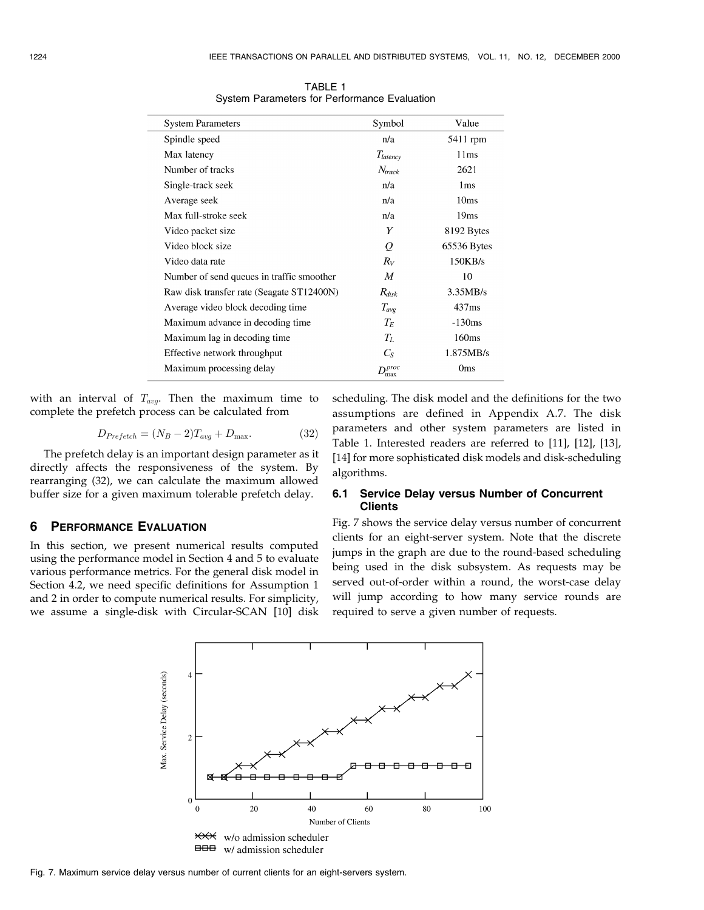TABLE 1
System Parameters for Performance Evaluation

| System Parameters | Symbol | Value |
|---|---|---|
| Spindle speed | n/a | 5411 rpm |
| Max latency | $T_{latency}$ | 11ms |
| Number of tracks | $N_{track}$ | 2621 |
| Single-track seek | n/a | 1ms |
| Average seek | n/a | 10ms |
| Max full-stroke seek | n/a | 19ms |
| Video packet size | $Y$ | 8192 Bytes |
| Video block size | $Q$ | 65536 Bytes |
| Video data rate | $R_V$ | 150KB/s |
| Number of send queues in traffic smoother | $M$ | 10 |
| Raw disk transfer rate (Seagate ST12400N) | $R_{disk}$ | 3.35MB/s |
| Average video block decoding time | $T_{avg}$ | 437ms |
| Maximum advance in decoding time | $T_E$ | -130ms |
| Maximum lag in decoding time | $T_L$ | 160ms |
| Effective network throughput | $C_S$ | 1.875MB/s |
| Maximum processing delay | $D_{\max}^{proc}$ | 0ms |

with an interval of $T_{avg}$. Then the maximum time to complete the prefetch process can be calculated from

$$D_{Prefetch} = (N_B - 2)T_{avg} + D_{\max}. \tag{32}$$

The prefetch delay is an important design parameter as it directly affects the responsiveness of the system. By rearranging (32), we can calculate the maximum allowed buffer size for a given maximum tolerable prefetch delay.

## 6 Performance Evaluation

In this section, we present numerical results computed using the performance model in Section 4 and 5 to evaluate various performance metrics. For the general disk model in Section 4.2, we need specific definitions for Assumption 1 and 2 in order to compute numerical results. For simplicity, we assume a single-disk with Circular-SCAN [10] disk scheduling. The disk model and the definitions for the two assumptions are defined in Appendix A.7. The disk parameters and other system parameters are listed in Table 1. Interested readers are referred to [11], [12], [13], [14] for more sophisticated disk models and disk-scheduling algorithms.

### 6.1 Service Delay versus Number of Concurrent Clients

Fig. 7 shows the service delay versus number of concurrent clients for an eight-server system. Note that the discrete jumps in the graph are due to the round-based scheduling being used in the disk subsystem. As requests may be served out-of-order within a round, the worst-case delay will jump according to how many service rounds are required to serve a given number of requests.

Fig. 7. Maximum service delay versus number of current clients for an eight-servers system.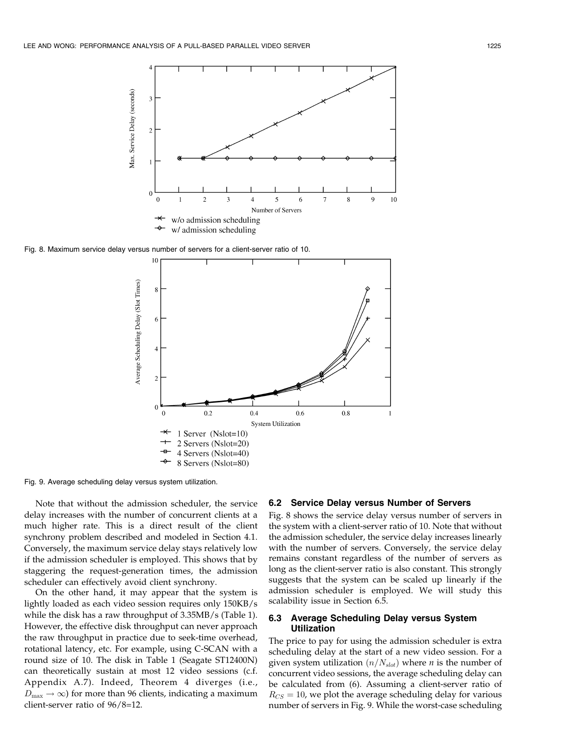Fig. 8. Maximum service delay versus number of servers for a client-server ratio of 10.

Fig. 9. Average scheduling delay versus system utilization.

Note that without the admission scheduler, the service delay increases with the number of concurrent clients at a much higher rate. This is a direct result of the client synchrony problem described and modeled in Section 4.1. Conversely, the maximum service delay stays relatively low if the admission scheduler is employed. This shows that by staggering the request-generation times, the admission scheduler can effectively avoid client synchrony.

On the other hand, it may appear that the system is lightly loaded as each video session requires only 150KB/s while the disk has a raw throughput of 3.35MB/s (Table 1). However, the effective disk throughput can never approach the raw throughput in practice due to seek-time overhead, rotational latency, etc. For example, using C-SCAN with a round size of 10. The disk in Table 1 (Seagate ST12400N) can theoretically sustain at most 12 video sessions (c.f. Appendix A.7). Indeed, Theorem 4 diverges (i.e., $D_{\max} \rightarrow \infty$) for more than 96 clients, indicating a maximum client-server ratio of 96/8=12.

### 6.2 Service Delay versus Number of Servers

Fig. 8 shows the service delay versus number of servers in the system with a client-server ratio of 10. Note that without the admission scheduler, the service delay increases linearly with the number of servers. Conversely, the service delay remains constant regardless of the number of servers as long as the client-server ratio is also constant. This strongly suggests that the system can be scaled up linearly if the admission scheduler is employed. We will study this scalability issue in Section 6.5.

### 6.3 Average Scheduling Delay versus System Utilization

The price to pay for using the admission scheduler is extra scheduling delay at the start of a new video session. For a given system utilization $(n/N_{slot})$ where $n$ is the number of concurrent video sessions, the average scheduling delay can be calculated from (6). Assuming a client-server ratio of $R_{CS} = 10$, we plot the average scheduling delay for various number of servers in Fig. 9. While the worst-case scheduling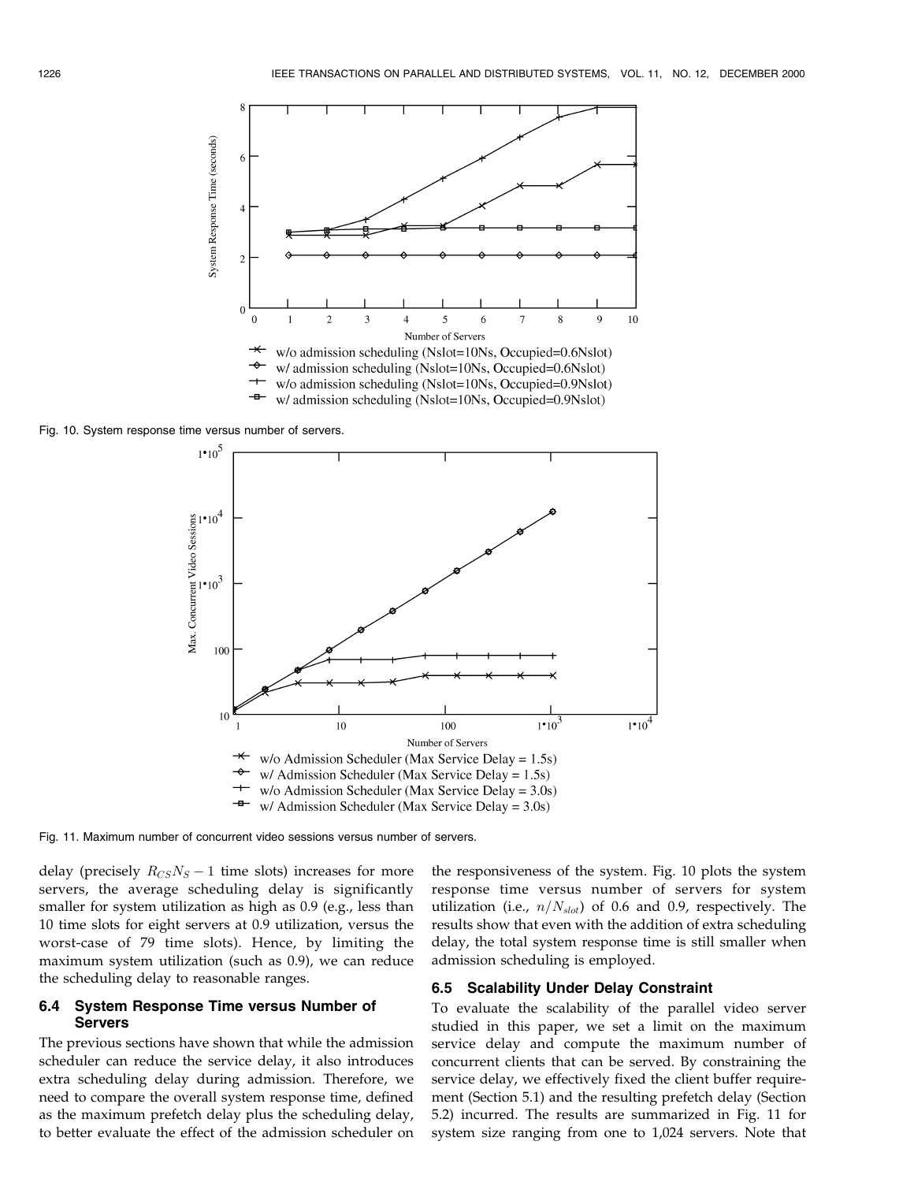Fig. 10. System response time versus number of servers.

Fig. 11. Maximum number of concurrent video sessions versus number of servers.

delay (precisely $R_{CS}N_S - 1$ time slots) increases for more servers, the average scheduling delay is significantly smaller for system utilization as high as 0.9 (e.g., less than 10 time slots for eight servers at 0.9 utilization, versus the worst-case of 79 time slots). Hence, by limiting the maximum system utilization (such as 0.9), we can reduce the scheduling delay to reasonable ranges.

### 6.4 System Response Time versus Number of Servers

The previous sections have shown that while the admission scheduler can reduce the service delay, it also introduces extra scheduling delay during admission. Therefore, we need to compare the overall system response time, defined as the maximum prefetch delay plus the scheduling delay, to better evaluate the effect of the admission scheduler on the responsiveness of the system. Fig. 10 plots the system response time versus number of servers for system utilization (i.e., $n/N_{slot}$) of 0.6 and 0.9, respectively. The results show that even with the addition of extra scheduling delay, the total system response time is still smaller when admission scheduling is employed.

### 6.5 Scalability Under Delay Constraint

To evaluate the scalability of the parallel video server studied in this paper, we set a limit on the maximum service delay and compute the maximum number of concurrent clients that can be served. By constraining the service delay, we effectively fixed the client buffer requirement (Section 5.1) and the resulting prefetch delay (Section 5.2) incurred. The results are summarized in Fig. 11 for system size ranging from one to 1,024 servers. Note that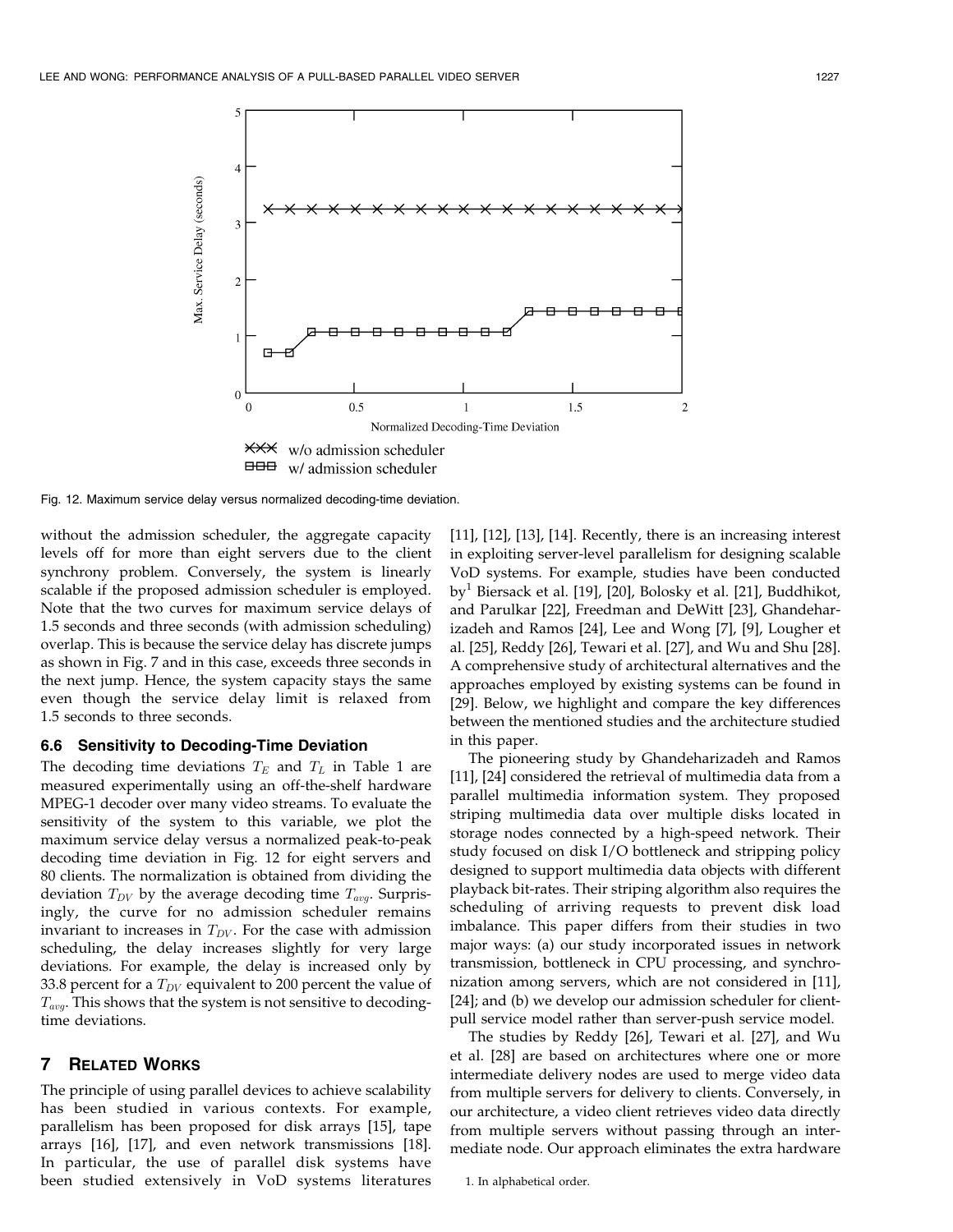Fig. 12. Maximum service delay versus normalized decoding-time deviation.

without the admission scheduler, the aggregate capacity levels off for more than eight servers due to the client synchrony problem. Conversely, the system is linearly scalable if the proposed admission scheduler is employed. Note that the two curves for maximum service delays of 1.5 seconds and three seconds (with admission scheduling) overlap. This is because the service delay has discrete jumps as shown in Fig. 7 and in this case, exceeds three seconds in the next jump. Hence, the system capacity stays the same even though the service delay limit is relaxed from 1.5 seconds to three seconds.

### 6.6 Sensitivity to Decoding-Time Deviation

The decoding time deviations $T_E$ and $T_L$ in Table 1 are measured experimentally using an off-the-shelf hardware MPEG-1 decoder over many video streams. To evaluate the sensitivity of the system to this variable, we plot the maximum service delay versus a normalized peak-to-peak decoding time deviation in Fig. 12 for eight servers and 80 clients. The normalization is obtained from dividing the deviation $T_{DV}$ by the average decoding time $T_{avg}$. Surprisingly, the curve for no admission scheduler remains invariant to increases in $T_{DV}$. For the case with admission scheduling, the delay increases slightly for very large deviations. For example, the delay is increased only by 33.8 percent for a $T_{DV}$ equivalent to 200 percent the value of $T_{avg}$. This shows that the system is not sensitive to decoding-time deviations.

## 7 Related Works

The principle of using parallel devices to achieve scalability has been studied in various contexts. For example, parallelism has been proposed for disk arrays [15], tape arrays [16], [17], and even network transmissions [18]. In particular, the use of parallel disk systems have been studied extensively in VoD systems literatures [11], [12], [13], [14]. Recently, there is an increasing interest in exploiting server-level parallelism for designing scalable VoD systems. For example, studies have been conducted by[1] Biersack et al. [19], [20], Bolosky et al. [21], Buddhikot, and Parulkar [22], Freedman and DeWitt [23], Ghandeharizadeh and Ramos [24], Lee and Wong [7], [9], Lougher et al. [25], Reddy [26], Tewari et al. [27], and Wu and Shu [28]. A comprehensive study of architectural alternatives and the approaches employed by existing systems can be found in [29]. Below, we highlight and compare the key differences between the mentioned studies and the architecture studied in this paper.

The pioneering study by Ghandeharizadeh and Ramos [11], [24] considered the retrieval of multimedia data from a parallel multimedia information system. They proposed striping multimedia data over multiple disks located in storage nodes connected by a high-speed network. Their study focused on disk I/O bottleneck and stripping policy designed to support multimedia data objects with different playback bit-rates. Their striping algorithm also requires the scheduling of arriving requests to prevent disk load imbalance. This paper differs from their studies in two major ways: (a) our study incorporated issues in network transmission, bottleneck in CPU processing, and synchronization among servers, which are not considered in [11], [24]; and (b) we develop our admission scheduler for client-pull service model rather than server-push service model.

The studies by Reddy [26], Tewari et al. [27], and Wu et al. [28] are based on architectures where one or more intermediate delivery nodes are used to merge video data from multiple servers for delivery to clients. Conversely, in our architecture, a video client retrieves video data directly from multiple servers without passing through an intermediate node. Our approach eliminates the extra hardware

1. In alphabetical order.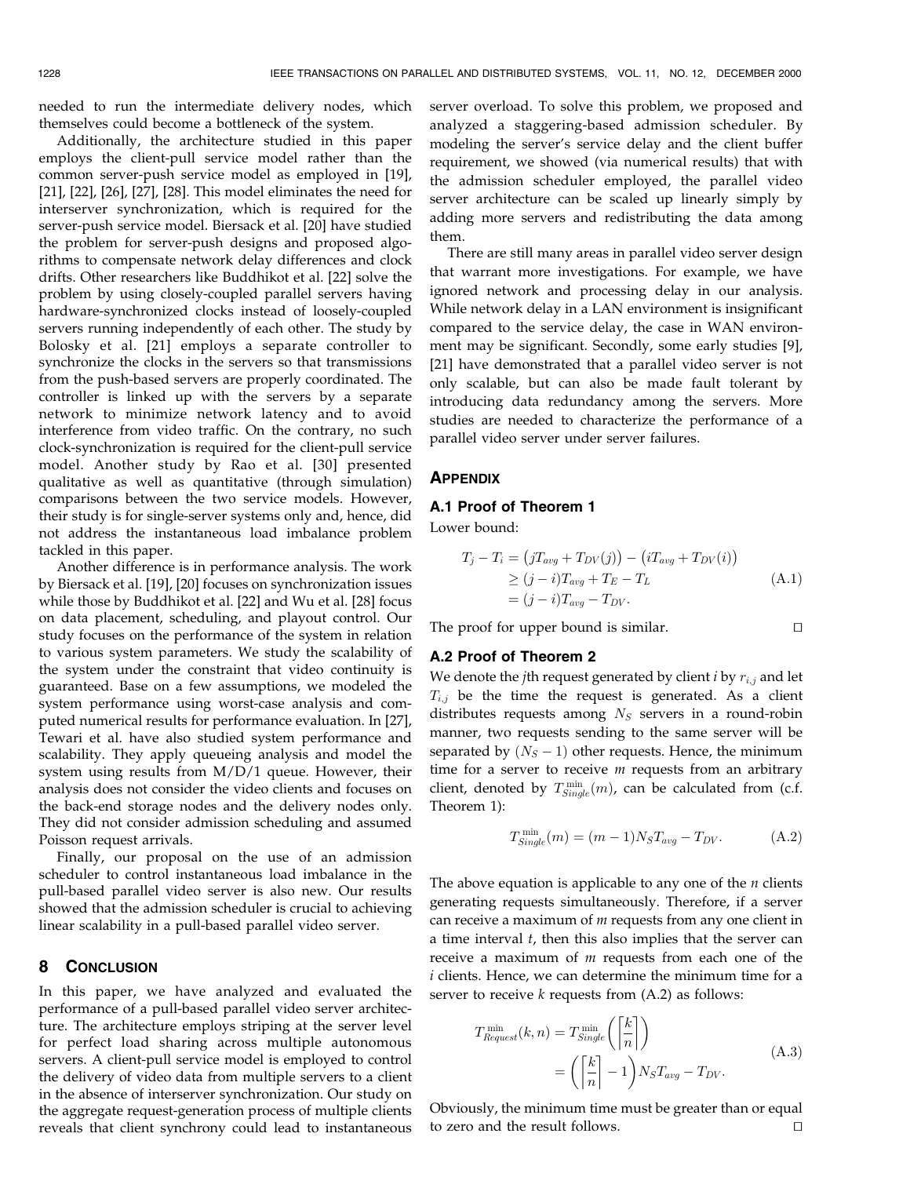needed to run the intermediate delivery nodes, which themselves could become a bottleneck of the system.

Additionally, the architecture studied in this paper employs the client-pull service model rather than the common server-push service model as employed in [19], [21], [22], [26], [27], [28]. This model eliminates the need for interserver synchronization, which is required for the server-push service model. Biersack et al. [20] have studied the problem for server-push designs and proposed algorithms to compensate network delay differences and clock drifts. Other researchers like Buddhikot et al. [22] solve the problem by using closely-coupled parallel servers having hardware-synchronized clocks instead of loosely-coupled servers running independently of each other. The study by Bolosky et al. [21] employs a separate controller to synchronize the clocks in the servers so that transmissions from the push-based servers are properly coordinated. The controller is linked up with the servers by a separate network to minimize network latency and to avoid interference from video traffic. On the contrary, no such clock-synchronization is required for the client-pull service model. Another study by Rao et al. [30] presented qualitative as well as quantitative (through simulation) comparisons between the two service models. However, their study is for single-server systems only and, hence, did not address the instantaneous load imbalance problem tackled in this paper.

Another difference is in performance analysis. The work by Biersack et al. [19], [20] focuses on synchronization issues while those by Buddhikot et al. [22] and Wu et al. [28] focus on data placement, scheduling, and playout control. Our study focuses on the performance of the system in relation to various system parameters. We study the scalability of the system under the constraint that video continuity is guaranteed. Base on a few assumptions, we modeled the system performance using worst-case analysis and computed numerical results for performance evaluation. In [27], Tewari et al. have also studied system performance and scalability. They apply queueing analysis and model the system using results from M/D/1 queue. However, their analysis does not consider the video clients and focuses on the back-end storage nodes and the delivery nodes only. They did not consider admission scheduling and assumed Poisson request arrivals.

Finally, our proposal on the use of an admission scheduler to control instantaneous load imbalance in the pull-based parallel video server is also new. Our results showed that the admission scheduler is crucial to achieving linear scalability in a pull-based parallel video server.

## 8 Conclusion

In this paper, we have analyzed and evaluated the performance of a pull-based parallel video server architecture. The architecture employs striping at the server level for perfect load sharing across multiple autonomous servers. A client-pull service model is employed to control the delivery of video data from multiple servers to a client in the absence of interserver synchronization. Our study on the aggregate request-generation process of multiple clients reveals that client synchrony could lead to instantaneous server overload. To solve this problem, we proposed and analyzed a staggering-based admission scheduler. By modeling the server's service delay and the client buffer requirement, we showed (via numerical results) that with the admission scheduler employed, the parallel video server architecture can be scaled up linearly simply by adding more servers and redistributing the data among them.

There are still many areas in parallel video server design that warrant more investigations. For example, we have ignored network and processing delay in our analysis. While network delay in a LAN environment is insignificant compared to the service delay, the case in WAN environment may be significant. Secondly, some early studies [9], [21] have demonstrated that a parallel video server is not only scalable, but can also be made fault tolerant by introducing data redundancy among the servers. More studies are needed to characterize the performance of a parallel video server under server failures.

## Appendix

### A.1 Proof of Theorem 1

Lower bound:

$$
\begin{aligned}
T_j - T_i &= \big(jT_{avg} + T_{DV}(j)\big) - \big(iT_{avg} + T_{DV}(i)\big) \\
&\geq (j-i)T_{avg} + T_E - T_L \\
&= (j-i)T_{avg} - T_{DV}.
\end{aligned}
\tag{A.1}
$$

The proof for upper bound is similar. □

### A.2 Proof of Theorem 2

We denote the $j$th request generated by client $i$ by $r_{i,j}$ and let $T_{i,j}$ be the time the request is generated. As a client distributes requests among $N_S$ servers in a round-robin manner, two requests sending to the same server will be separated by $(N_S - 1)$ other requests. Hence, the minimum time for a server to receive $m$ requests from an arbitrary client, denoted by $T^{\min}_{Single}(m)$, can be calculated from (c.f. Theorem 1):

$$
T^{\min}_{Single}(m) = (m-1)N_S T_{avg} - T_{DV}. \tag{A.2}
$$

The above equation is applicable to any one of the $n$ clients generating requests simultaneously. Therefore, if a server can receive a maximum of $m$ requests from any one client in a time interval $t$, then this also implies that the server can receive a maximum of $m$ requests from each one of the $i$ clients. Hence, we can determine the minimum time for a server to receive $k$ requests from (A.2) as follows:

$$
\begin{aligned}
T^{\min}_{Request}(k,n) &= T^{\min}_{Single}\left(\left\lceil \frac{k}{n} \right\rceil\right) \\
&= \left(\left\lceil \frac{k}{n} \right\rceil - 1\right) N_S T_{avg} - T_{DV}.
\end{aligned}
\tag{A.3}
$$

Obviously, the minimum time must be greater than or equal to zero and the result follows. □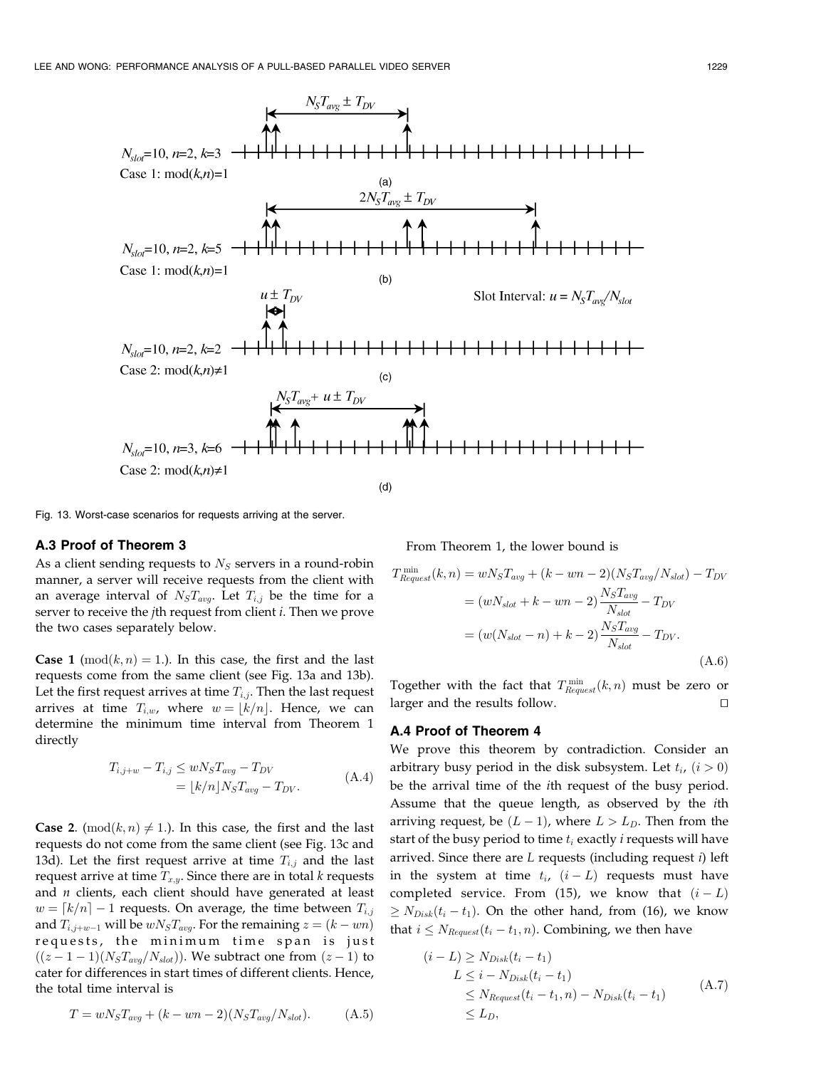Fig. 13. Worst-case scenarios for requests arriving at the server.

### A.3 Proof of Theorem 3

As a client sending requests to $N_S$ servers in a round-robin manner, a server will receive requests from the client with an average interval of $N_S T_{avg}$. Let $T_{i,j}$ be the time for a server to receive the $j$th request from client $i$. Then we prove the two cases separately below.

**Case 1** ($\mathrm{mod}(k,n) = 1$.). In this case, the first and the last requests come from the same client (see Fig. 13a and 13b). Let the first request arrives at time $T_{i,j}$. Then the last request arrives at time $T_{i,w}$, where $w = \lfloor k/n \rfloor$. Hence, we can determine the minimum time interval from Theorem 1 directly

$$\begin{aligned} T_{i,j+w} - T_{i,j} &\leq w N_S T_{avg} - T_{DV} \\ &= \lfloor k/n \rfloor N_S T_{avg} - T_{DV}. \end{aligned} \tag{A.4}$$

**Case 2**. ($\mathrm{mod}(k,n) \neq 1$.). In this case, the first and the last requests do not come from the same client (see Fig. 13c and 13d). Let the first request arrive at time $T_{i,j}$ and the last request arrive at time $T_{x,y}$. Since there are in total $k$ requests and $n$ clients, each client should have generated at least $w = \lceil k/n \rceil - 1$ requests. On average, the time between $T_{i,j}$ and $T_{i,j+w-1}$ will be $w N_S T_{avg}$. For the remaining $z = (k - wn)$ requests, the minimum time span is just $((z-1-1)(N_S T_{avg}/N_{slot}))$. We subtract one from $(z-1)$ to cater for differences in start times of different clients. Hence, the total time interval is

$$T = w N_S T_{avg} + (k - wn - 2)(N_S T_{avg}/N_{slot}). \tag{A.5}$$

From Theorem 1, the lower bound is

$$\begin{aligned} T^{\min}_{Request}(k,n) &= w N_S T_{avg} + (k - wn - 2)(N_S T_{avg}/N_{slot}) - T_{DV} \\ &= (w N_{slot} + k - wn - 2)\frac{N_S T_{avg}}{N_{slot}} - T_{DV} \\ &= (w(N_{slot} - n) + k - 2)\frac{N_S T_{avg}}{N_{slot}} - T_{DV}. \end{aligned} \tag{A.6}$$

Together with the fact that $T^{\min}_{Request}(k,n)$ must be zero or larger and the results follow. □

### A.4 Proof of Theorem 4

We prove this theorem by contradiction. Consider an arbitrary busy period in the disk subsystem. Let $t_i$, $(i > 0)$ be the arrival time of the $i$th request of the busy period. Assume that the queue length, as observed by the $i$th arriving request, be $(L-1)$, where $L > L_D$. Then from the start of the busy period to time $t_i$ exactly $i$ requests will have arrived. Since there are $L$ requests (including request $i$) left in the system at time $t_i$, $(i - L)$ requests must have completed service. From (15), we know that $(i - L) \geq N_{Disk}(t_i - t_1)$. On the other hand, from (16), we know that $i \leq N_{Request}(t_i - t_1, n)$. Combining, we then have

$$\begin{aligned} (i - L) &\geq N_{Disk}(t_i - t_1) \\ L &\leq i - N_{Disk}(t_i - t_1) \\ &\leq N_{Request}(t_i - t_1, n) - N_{Disk}(t_i - t_1) \\ &\leq L_D, \end{aligned} \tag{A.7}$$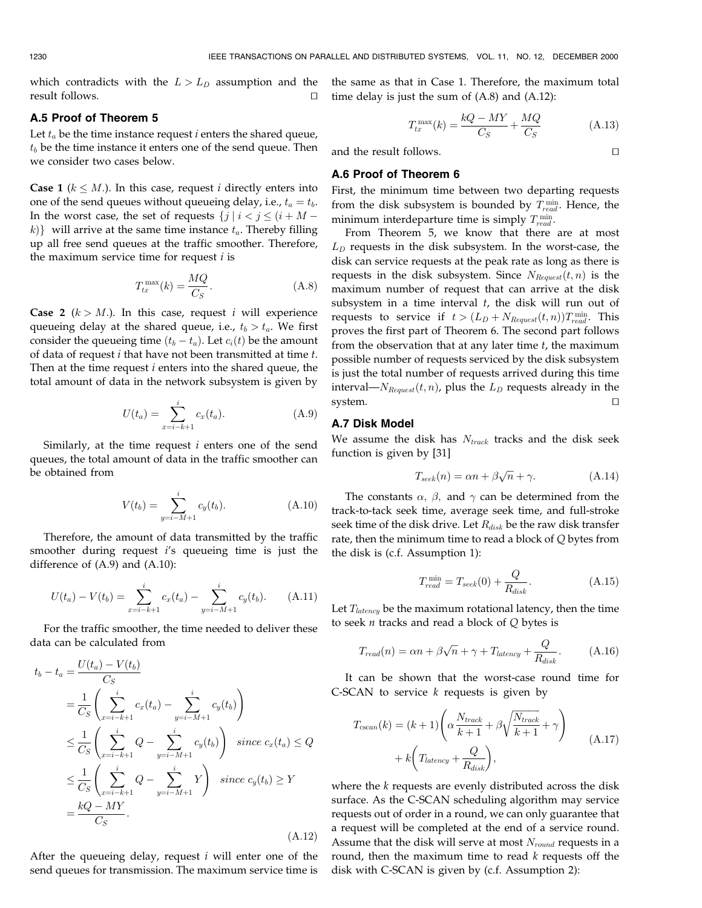which contradicts with the $L > L_D$ assumption and the result follows. □

### A.5 Proof of Theorem 5

Let $t_a$ be the time instance request $i$ enters the shared queue, $t_b$ be the time instance it enters one of the send queue. Then we consider two cases below.

**Case 1** ($k \le M$.). In this case, request $i$ directly enters into one of the send queues without queueing delay, i.e., $t_a = t_b$. In the worst case, the set of requests $\{j \mid i < j \le (i + M - k)\}$ will arrive at the same time instance $t_a$. Thereby filling up all free send queues at the traffic smoother. Therefore, the maximum service time for request $i$ is

$$T_{tx}^{\max}(k) = \frac{MQ}{C_S}. \tag{A.8}$$

**Case 2** ($k > M$.). In this case, request $i$ will experience queueing delay at the shared queue, i.e., $t_b > t_a$. We first consider the queueing time $(t_b - t_a)$. Let $c_i(t)$ be the amount of data of request $i$ that have not been transmitted at time $t$. Then at the time request $i$ enters into the shared queue, the total amount of data in the network subsystem is given by

$$U(t_a) = \sum_{x=i-k+1}^{i} c_x(t_a). \tag{A.9}$$

Similarly, at the time request $i$ enters one of the send queues, the total amount of data in the traffic smoother can be obtained from

$$V(t_b) = \sum_{y=i-M+1}^{i} c_y(t_b). \tag{A.10}$$

Therefore, the amount of data transmitted by the traffic smoother during request $i$'s queueing time is just the difference of (A.9) and (A.10):

$$U(t_a) - V(t_b) = \sum_{x=i-k+1}^{i} c_x(t_a) - \sum_{y=i-M+1}^{i} c_y(t_b). \tag{A.11}$$

For the traffic smoother, the time needed to deliver these data can be calculated from

$$\begin{aligned}
t_b - t_a &= \frac{U(t_a) - V(t_b)}{C_S} \\
&= \frac{1}{C_S}\left(\sum_{x=i-k+1}^{i} c_x(t_a) - \sum_{y=i-M+1}^{i} c_y(t_b)\right) \\
&\le \frac{1}{C_S}\left(\sum_{x=i-k+1}^{i} Q - \sum_{y=i-M+1}^{i} c_y(t_b)\right) \quad \textit{since } c_x(t_a) \le Q \\
&\le \frac{1}{C_S}\left(\sum_{x=i-k+1}^{i} Q - \sum_{y=i-M+1}^{i} Y\right) \quad \textit{since } c_y(t_b) \ge Y \\
&= \frac{kQ - MY}{C_S}.
\end{aligned} \tag{A.12}$$

After the queueing delay, request $i$ will enter one of the send queues for transmission. The maximum service time is the same as that in Case 1. Therefore, the maximum total time delay is just the sum of (A.8) and (A.12):

$$T_{tx}^{\max}(k) = \frac{kQ - MY}{C_S} + \frac{MQ}{C_S} \tag{A.13}$$

and the result follows. □

### A.6 Proof of Theorem 6

First, the minimum time between two departing requests from the disk subsystem is bounded by $T_{read}^{\min}$. Hence, the minimum interdeparture time is simply $T_{read}^{\min}$.

From Theorem 5, we know that there are at most $L_D$ requests in the disk subsystem. In the worst-case, the disk can service requests at the peak rate as long as there is requests in the disk subsystem. Since $N_{Request}(t, n)$ is the maximum number of request that can arrive at the disk subsystem in a time interval $t$, the disk will run out of requests to service if $t > (L_D + N_{Request}(t, n))T_{read}^{\min}$. This proves the first part of Theorem 6. The second part follows from the observation that at any later time $t$, the maximum possible number of requests serviced by the disk subsystem is just the total number of requests arrived during this time interval—$N_{Request}(t, n)$, plus the $L_D$ requests already in the system. □

### A.7 Disk Model

We assume the disk has $N_{track}$ tracks and the disk seek function is given by [31]

$$T_{seek}(n) = \alpha n + \beta\sqrt{n} + \gamma. \tag{A.14}$$

The constants $\alpha$, $\beta$, and $\gamma$ can be determined from the track-to-tack seek time, average seek time, and full-stroke seek time of the disk drive. Let $R_{disk}$ be the raw disk transfer rate, then the minimum time to read a block of $Q$ bytes from the disk is (c.f. Assumption 1):

$$T_{read}^{\min} = T_{seek}(0) + \frac{Q}{R_{disk}}. \tag{A.15}$$

Let $T_{latency}$ be the maximum rotational latency, then the time to seek $n$ tracks and read a block of $Q$ bytes is

$$T_{read}(n) = \alpha n + \beta\sqrt{n} + \gamma + T_{latency} + \frac{Q}{R_{disk}}. \tag{A.16}$$

It can be shown that the worst-case round time for C-SCAN to service $k$ requests is given by

$$\begin{aligned}
T_{cscan}(k) = (k+1)\left(\alpha\frac{N_{track}}{k+1} + \beta\sqrt{\frac{N_{track}}{k+1}} + \gamma\right) \\
+ k\left(T_{latency} + \frac{Q}{R_{disk}}\right),
\end{aligned} \tag{A.17}$$

where the $k$ requests are evenly distributed across the disk surface. As the C-SCAN scheduling algorithm may service requests out of order in a round, we can only guarantee that a request will be completed at the end of a service round. Assume that the disk will serve at most $N_{round}$ requests in a round, then the maximum time to read $k$ requests off the disk with C-SCAN is given by (c.f. Assumption 2):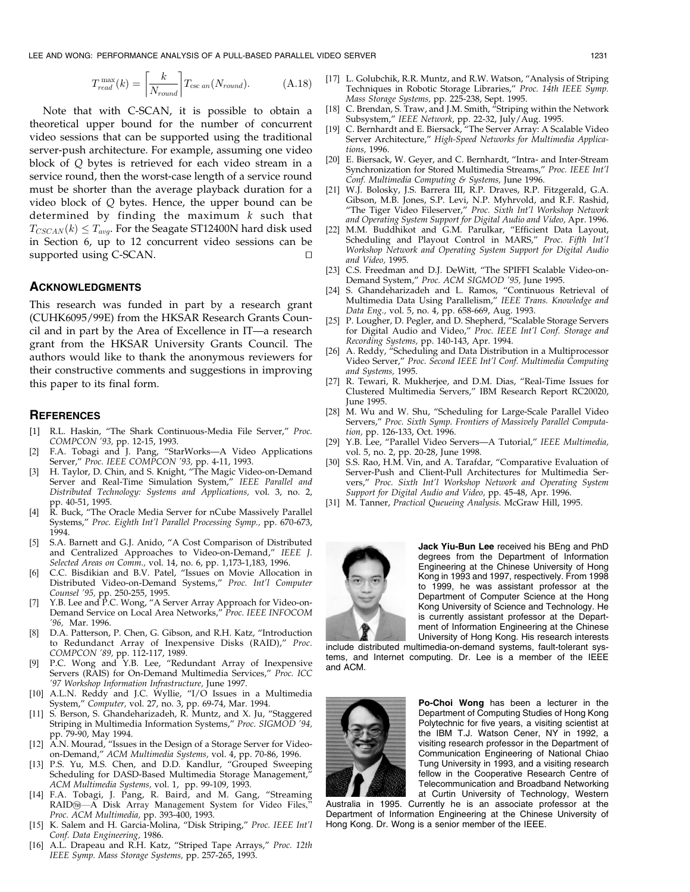$$T_{read}^{\max}(k) = \left\lceil \frac{k}{N_{round}} \right\rceil T_{\csc an}(N_{round}). \tag{A.18}$$

Note that with C-SCAN, it is possible to obtain a theoretical upper bound for the number of concurrent video sessions that can be supported using the traditional server-push architecture. For example, assuming one video block of $Q$ bytes is retrieved for each video stream in a service round, then the worst-case length of a service round must be shorter than the average playback duration for a video block of $Q$ bytes. Hence, the upper bound can be determined by finding the maximum $k$ such that $T_{CSCAN}(k) \leq T_{avg}$. For the Seagate ST12400N hard disk used in Section 6, up to 12 concurrent video sessions can be supported using C-SCAN. □

## Acknowledgments

This research was funded in part by a research grant (CUHK6095/99E) from the HKSAR Research Grants Council and in part by the Area of Excellence in IT—a research grant from the HKSAR University Grants Council. The authors would like to thank the anonymous reviewers for their constructive comments and suggestions in improving this paper to its final form.

## References

[1] R.L. Haskin, "The Shark Continuous-Media File Server," *Proc. COMPCON '93,* pp. 12-15, 1993.

[2] F.A. Tobagi and J. Pang, "StarWorks—A Video Applications Server," *Proc. IEEE COMPCON '93,* pp. 4-11, 1993.

[3] H. Taylor, D. Chin, and S. Knight, "The Magic Video-on-Demand Server and Real-Time Simulation System," *IEEE Parallel and Distributed Technology: Systems and Applications,* vol. 3, no. 2, pp. 40-51, 1995.

[4] R. Buck, "The Oracle Media Server for nCube Massively Parallel Systems," *Proc. Eighth Int'l Parallel Processing Symp.,* pp. 670-673, 1994.

[5] S.A. Barnett and G.J. Anido, "A Cost Comparison of Distributed and Centralized Approaches to Video-on-Demand," *IEEE J. Selected Areas on Comm.,* vol. 14, no. 6, pp. 1,173-1,183, 1996.

[6] C.C. Bisdikian and B.V. Patel, "Issues on Movie Allocation in Distributed Video-on-Demand Systems," *Proc. Int'l Computer Counsel '95,* pp. 250-255, 1995.

[7] Y.B. Lee and P.C. Wong, "A Server Array Approach for Video-on-Demand Service on Local Area Networks," *Proc. IEEE INFOCOM '96,* Mar. 1996.

[8] D.A. Patterson, P. Chen, G. Gibson, and R.H. Katz, "Introduction to Redundant Array of Inexpensive Disks (RAID)," *Proc. COMPCON '89,* pp. 112-117, 1989.

[9] P.C. Wong and Y.B. Lee, "Redundant Array of Inexpensive Servers (RAIS) for On-Demand Multimedia Services," *Proc. ICC '97 Workshop Information Infrastructure,* June 1997.

[10] A.L.N. Reddy and J.C. Wyllie, "I/O Issues in a Multimedia System," *Computer,* vol. 27, no. 3, pp. 69-74, Mar. 1994.

[11] S. Berson, S. Ghandeharizadeh, R. Muntz, and X. Ju, "Staggered Striping in Multimedia Information Systems," *Proc. SIGMOD '94,* pp. 79-90, May 1994.

[12] A.N. Mourad, "Issues in the Design of a Storage Server for Video-on-Demand," *ACM Multimedia Systems,* vol. 4, pp. 70-86, 1996.

[13] P.S. Yu, M.S. Chen, and D.D. Kandlur, "Grouped Sweeping Scheduling for DASD-Based Multimedia Storage Management," *ACM Multimedia Systems,* vol. 1, pp. 99-109, 1993.

[14] F.A. Tobagi, J. Pang, R. Baird, and M. Gang, "Streaming RAID™—A Disk Array Management System for Video Files," *Proc. ACM Multimedia,* pp. 393-400, 1993.

[15] K. Salem and H. Garcia-Molina, "Disk Striping," *Proc. IEEE Int'l Conf. Data Engineering,* 1986.

[16] A.L. Drapeau and R.H. Katz, "Striped Tape Arrays," *Proc. 12th IEEE Symp. Mass Storage Systems,* pp. 257-265, 1993.

[17] L. Golubchik, R.R. Muntz, and R.W. Watson, "Analysis of Striping Techniques in Robotic Storage Libraries," *Proc. 14th IEEE Symp. Mass Storage Systems,* pp. 225-238, Sept. 1995.

[18] C. Brendan, S. Traw, and J.M. Smith, "Striping within the Network Subsystem," *IEEE Network,* pp. 22-32, July/Aug. 1995.

[19] C. Bernhardt and E. Biersack, "The Server Array: A Scalable Video Server Architecture," *High-Speed Networks for Multimedia Applications,* 1996.

[20] E. Biersack, W. Geyer, and C. Bernhardt, "Intra- and Inter-Stream Synchronization for Stored Multimedia Streams," *Proc. IEEE Int'l Conf. Multimedia Computing & Systems,* June 1996.

[21] W.J. Bolosky, J.S. Barrera III, R.P. Draves, R.P. Fitzgerald, G.A. Gibson, M.B. Jones, S.P. Levi, N.P. Myhrvold, and R.F. Rashid, "The Tiger Video Fileserver," *Proc. Sixth Int'l Workshop Network and Operating System Support for Digital Audio and Video,* Apr. 1996.

[22] M.M. Buddhikot and G.M. Parulkar, "Efficient Data Layout, Scheduling and Playout Control in MARS," *Proc. Fifth Int'l Workshop Network and Operating System Support for Digital Audio and Video,* 1995.

[23] C.S. Freedman and D.J. DeWitt, "The SPIFFI Scalable Video-on-Demand System," *Proc. ACM SIGMOD '95,* June 1995.

[24] S. Ghandeharizadeh and L. Ramos, "Continuous Retrieval of Multimedia Data Using Parallelism," *IEEE Trans. Knowledge and Data Eng.,* vol. 5, no. 4, pp. 658-669, Aug. 1993.

[25] P. Lougher, D. Pegler, and D. Shepherd, "Scalable Storage Servers for Digital Audio and Video," *Proc. IEEE Int'l Conf. Storage and Recording Systems,* pp. 140-143, Apr. 1994.

[26] A. Reddy, "Scheduling and Data Distribution in a Multiprocessor Video Server," *Proc. Second IEEE Int'l Conf. Multimedia Computing and Systems,* 1995.

[27] R. Tewari, R. Mukherjee, and D.M. Dias, "Real-Time Issues for Clustered Multimedia Servers," IBM Research Report RC20020, June 1995.

[28] M. Wu and W. Shu, "Scheduling for Large-Scale Parallel Video Servers," *Proc. Sixth Symp. Frontiers of Massively Parallel Computation,* pp. 126-133, Oct. 1996.

[29] Y.B. Lee, "Parallel Video Servers—A Tutorial," *IEEE Multimedia,* vol. 5, no. 2, pp. 20-28, June 1998.

[30] S.S. Rao, H.M. Vin, and A. Tarafdar, "Comparative Evaluation of Server-Push and Client-Pull Architectures for Multimedia Servers," *Proc. Sixth Int'l Workshop Network and Operating System Support for Digital Audio and Video,* pp. 45-48, Apr. 1996.

[31] M. Tanner, *Practical Queueing Analysis.* McGraw Hill, 1995.

**Jack Yiu-Bun Lee** received his BEng and PhD degrees from the Department of Information Engineering at the Chinese University of Hong Kong in 1993 and 1997, respectively. From 1998 to 1999, he was assistant professor at the Department of Computer Science at the Hong Kong University of Science and Technology. He is currently assistant professor at the Department of Information Engineering at the Chinese University of Hong Kong. His research interests include distributed multimedia-on-demand systems, fault-tolerant systems, and Internet computing. Dr. Lee is a member of the IEEE and ACM.

**Po-Choi Wong** has been a lecturer in the Department of Computing Studies of Hong Kong Polytechnic for five years, a visiting scientist at the IBM T.J. Watson Cener, NY in 1992, a visiting research professor in the Department of Communication Engineering of National Chiao Tung University in 1993, and a visiting research fellow in the Cooperative Research Centre of Telecommunication and Broadband Networking at Curtin University of Technology, Western Australia in 1995. Currently he is an associate professor at the Department of Information Engineering at the Chinese University of Hong Kong. Dr. Wong is a senior member of the IEEE.